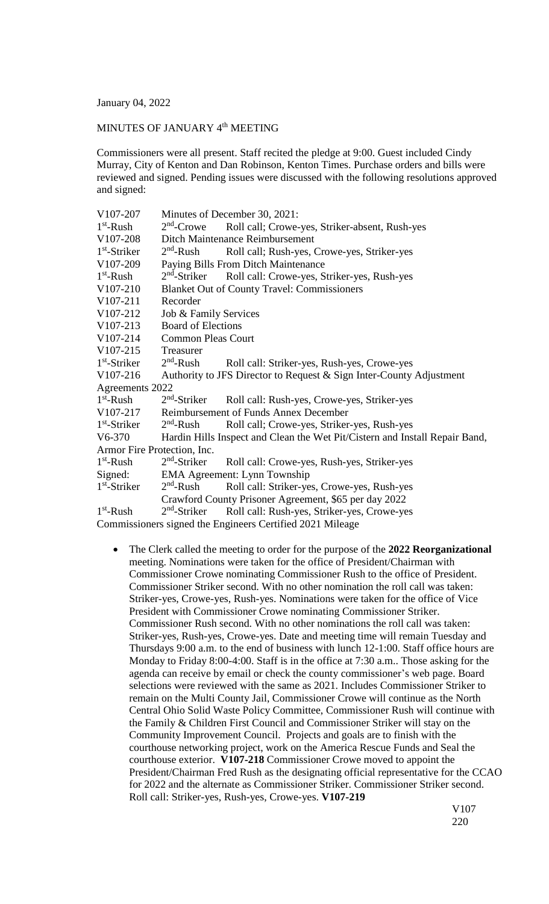January 04, 2022

MINUTES OF JANUARY 4th MEETING

Commissioners were all present. Staff recited the pledge at 9:00. Guest included Cindy Murray, City of Kenton and Dan Robinson, Kenton Times. Purchase orders and bills were reviewed and signed. Pending issues were discussed with the following resolutions approved and signed:

| | | |
|---|---|---|
| V107-207 | Minutes of December 30, 2021: | |
| 1st-Rush | 2nd-Crowe | Roll call; Crowe-yes, Striker-absent, Rush-yes |
| V107-208 | Ditch Maintenance Reimbursement | |
| 1st-Striker | 2nd-Rush | Roll call; Rush-yes, Crowe-yes, Striker-yes |
| V107-209 | Paying Bills From Ditch Maintenance | |
| 1st-Rush | 2nd-Striker | Roll call: Crowe-yes, Striker-yes, Rush-yes |
| V107-210 | Blanket Out of County Travel: Commissioners | |
| V107-211 | Recorder | |
| V107-212 | Job & Family Services | |
| V107-213 | Board of Elections | |
| V107-214 | Common Pleas Court | |
| V107-215 | Treasurer | |
| 1st-Striker | 2nd-Rush | Roll call: Striker-yes, Rush-yes, Crowe-yes |
| V107-216 | Authority to JFS Director to Request & Sign Inter-County Adjustment Agreements 2022 | |
| 1st-Rush | 2nd-Striker | Roll call: Rush-yes, Crowe-yes, Striker-yes |
| V107-217 | Reimbursement of Funds Annex December | |
| 1st-Striker | 2nd-Rush | Roll call; Crowe-yes, Striker-yes, Rush-yes |
| V6-370 | Hardin Hills Inspect and Clean the Wet Pit/Cistern and Install Repair Band, Armor Fire Protection, Inc. | |
| 1st-Rush | 2nd-Striker | Roll call: Crowe-yes, Rush-yes, Striker-yes |
| Signed: | EMA Agreement: Lynn Township | |
| 1st-Striker | 2nd-Rush | Roll call: Striker-yes, Crowe-yes, Rush-yes |
| | Crawford County Prisoner Agreement, $65 per day 2022 | |
| 1st-Rush | 2nd-Striker | Roll call: Rush-yes, Striker-yes, Crowe-yes |

Commissioners signed the Engineers Certified 2021 Mileage

- The Clerk called the meeting to order for the purpose of the **2022 Reorganizational** meeting. Nominations were taken for the office of President/Chairman with Commissioner Crowe nominating Commissioner Rush to the office of President. Commissioner Striker second. With no other nomination the roll call was taken: Striker-yes, Crowe-yes, Rush-yes. Nominations were taken for the office of Vice President with Commissioner Crowe nominating Commissioner Striker. Commissioner Rush second. With no other nominations the roll call was taken: Striker-yes, Rush-yes, Crowe-yes. Date and meeting time will remain Tuesday and Thursdays 9:00 a.m. to the end of business with lunch 12-1:00. Staff office hours are Monday to Friday 8:00-4:00. Staff is in the office at 7:30 a.m.. Those asking for the agenda can receive by email or check the county commissioner's web page. Board selections were reviewed with the same as 2021. Includes Commissioner Striker to remain on the Multi County Jail, Commissioner Crowe will continue as the North Central Ohio Solid Waste Policy Committee, Commissioner Rush will continue with the Family & Children First Council and Commissioner Striker will stay on the Community Improvement Council. Projects and goals are to finish with the courthouse networking project, work on the America Rescue Funds and Seal the courthouse exterior. **V107-218** Commissioner Crowe moved to appoint the President/Chairman Fred Rush as the designating official representative for the CCAO for 2022 and the alternate as Commissioner Striker. Commissioner Striker second. Roll call: Striker-yes, Rush-yes, Crowe-yes. **V107-219**

V107
220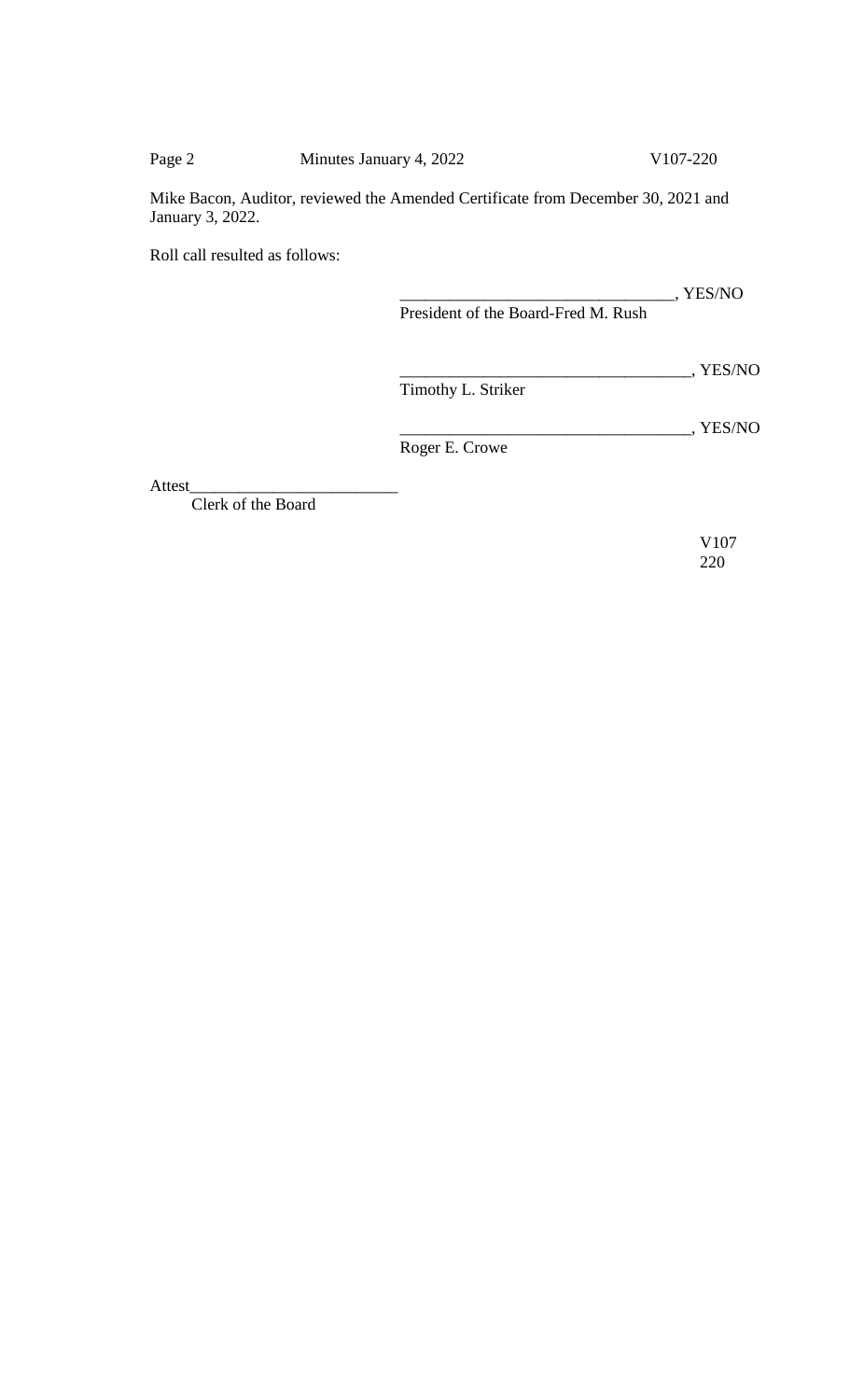Mike Bacon, Auditor, reviewed the Amended Certificate from December 30, 2021 and January 3, 2022.

Roll call resulted as follows:

_________________________________, YES/NO
President of the Board-Fred M. Rush

__________________________________, YES/NO
Timothy L. Striker

__________________________________, YES/NO
Roger E. Crowe

Attest_________________________
Clerk of the Board

V107
220